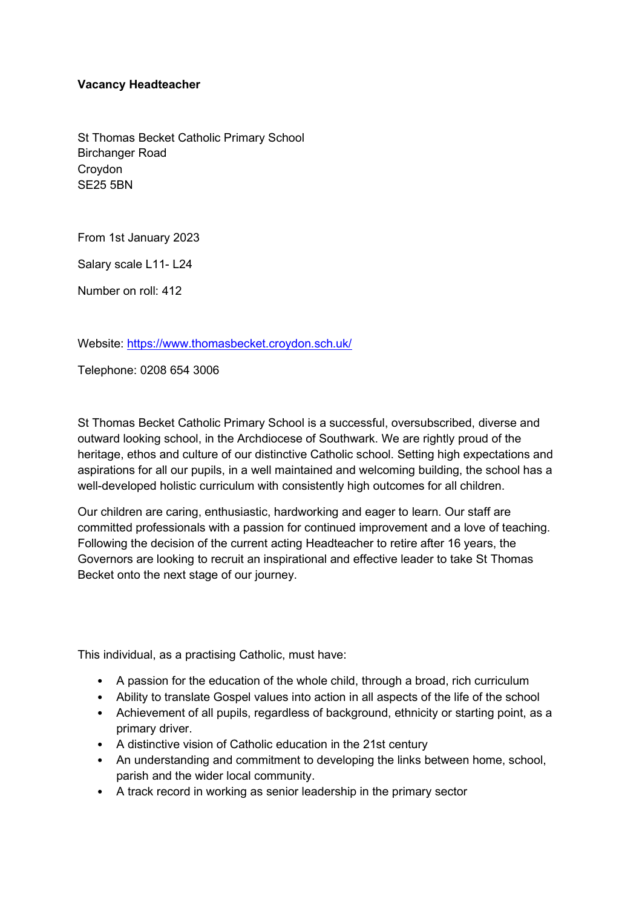**Vacancy Headteacher**

St Thomas Becket Catholic Primary School
Birchanger Road
Croydon
SE25 5BN

From 1st January 2023

Salary scale L11- L24

Number on roll: 412

Website: [https://www.thomasbecket.croydon.sch.uk/](https://www.thomasbecket.croydon.sch.uk/)

Telephone: 0208 654 3006

St Thomas Becket Catholic Primary School is a successful, oversubscribed, diverse and outward looking school, in the Archdiocese of Southwark. We are rightly proud of the heritage, ethos and culture of our distinctive Catholic school. Setting high expectations and aspirations for all our pupils, in a well maintained and welcoming building, the school has a well-developed holistic curriculum with consistently high outcomes for all children.

Our children are caring, enthusiastic, hardworking and eager to learn. Our staff are committed professionals with a passion for continued improvement and a love of teaching. Following the decision of the current acting Headteacher to retire after 16 years, the Governors are looking to recruit an inspirational and effective leader to take St Thomas Becket onto the next stage of our journey.

This individual, as a practising Catholic, must have:

- A passion for the education of the whole child, through a broad, rich curriculum
- Ability to translate Gospel values into action in all aspects of the life of the school
- Achievement of all pupils, regardless of background, ethnicity or starting point, as a primary driver.
- A distinctive vision of Catholic education in the 21st century
- An understanding and commitment to developing the links between home, school, parish and the wider local community.
- A track record in working as senior leadership in the primary sector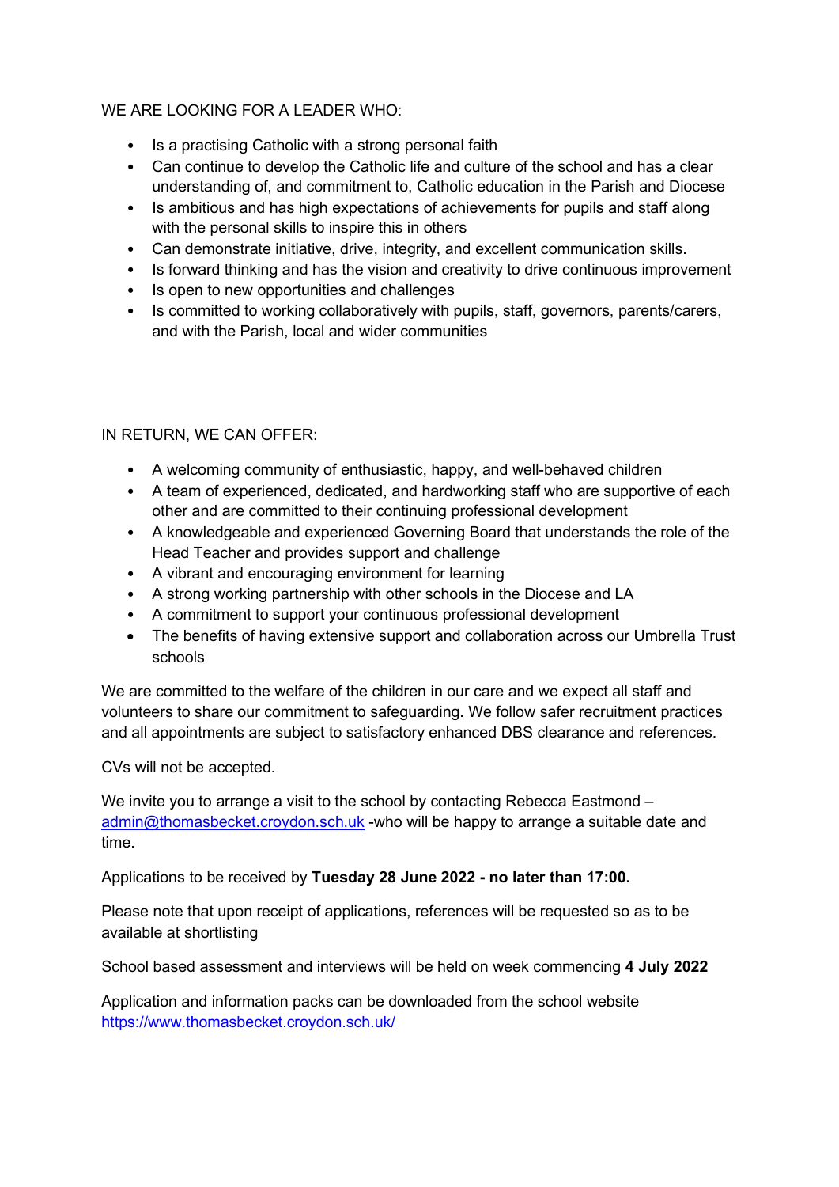WE ARE LOOKING FOR A LEADER WHO:

- Is a practising Catholic with a strong personal faith
- Can continue to develop the Catholic life and culture of the school and has a clear understanding of, and commitment to, Catholic education in the Parish and Diocese
- Is ambitious and has high expectations of achievements for pupils and staff along with the personal skills to inspire this in others
- Can demonstrate initiative, drive, integrity, and excellent communication skills.
- Is forward thinking and has the vision and creativity to drive continuous improvement
- Is open to new opportunities and challenges
- Is committed to working collaboratively with pupils, staff, governors, parents/carers, and with the Parish, local and wider communities

IN RETURN, WE CAN OFFER:

- A welcoming community of enthusiastic, happy, and well-behaved children
- A team of experienced, dedicated, and hardworking staff who are supportive of each other and are committed to their continuing professional development
- A knowledgeable and experienced Governing Board that understands the role of the Head Teacher and provides support and challenge
- A vibrant and encouraging environment for learning
- A strong working partnership with other schools in the Diocese and LA
- A commitment to support your continuous professional development
- The benefits of having extensive support and collaboration across our Umbrella Trust schools

We are committed to the welfare of the children in our care and we expect all staff and volunteers to share our commitment to safeguarding. We follow safer recruitment practices and all appointments are subject to satisfactory enhanced DBS clearance and references.

CVs will not be accepted.

We invite you to arrange a visit to the school by contacting Rebecca Eastmond – admin@thomasbecket.croydon.sch.uk -who will be happy to arrange a suitable date and time.

Applications to be received by **Tuesday 28 June 2022 - no later than 17:00.**

Please note that upon receipt of applications, references will be requested so as to be available at shortlisting

School based assessment and interviews will be held on week commencing **4 July 2022**

Application and information packs can be downloaded from the school website https://www.thomasbecket.croydon.sch.uk/